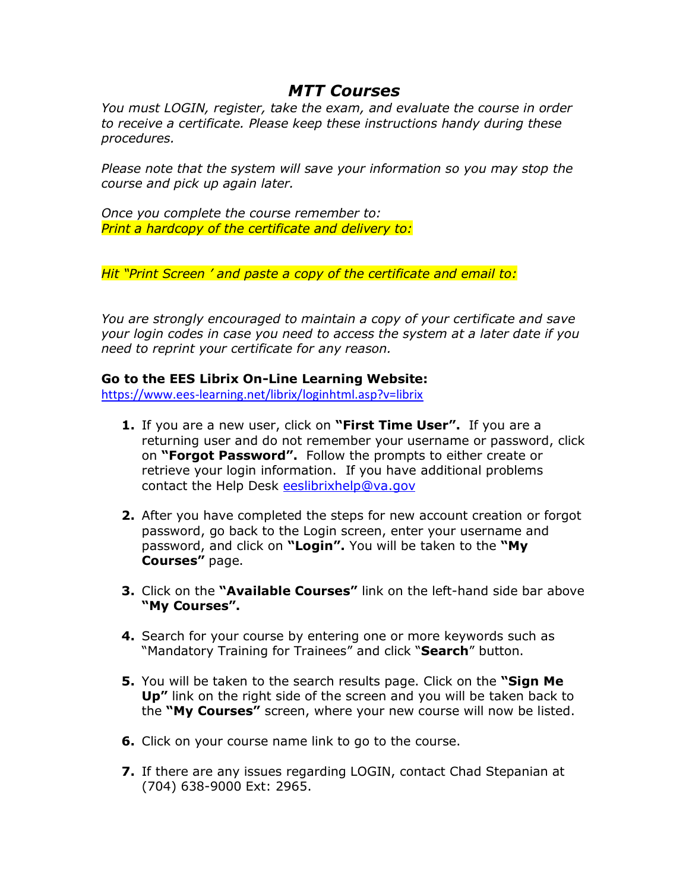# *MTT Courses*

*You must LOGIN, register, take the exam, and evaluate the course in order to receive a certificate. Please keep these instructions handy during these procedures.*

*Please note that the system will save your information so you may stop the course and pick up again later.*

*Once you complete the course remember to:*
*Print a hardcopy of the certificate and delivery to:*

*Hit "Print Screen ' and paste a copy of the certificate and email to:*

*You are strongly encouraged to maintain a copy of your certificate and save your login codes in case you need to access the system at a later date if you need to reprint your certificate for any reason.*

**Go to the EES Librix On-Line Learning Website:**
https://www.ees-learning.net/librix/loginhtml.asp?v=librix

1. If you are a new user, click on **"First Time User".** If you are a returning user and do not remember your username or password, click on **"Forgot Password".** Follow the prompts to either create or retrieve your login information. If you have additional problems contact the Help Desk eeslibrixhelp@va.gov

2. After you have completed the steps for new account creation or forgot password, go back to the Login screen, enter your username and password, and click on **"Login".** You will be taken to the **"My Courses"** page.

3. Click on the **"Available Courses"** link on the left-hand side bar above **"My Courses".**

4. Search for your course by entering one or more keywords such as "Mandatory Training for Trainees" and click "**Search**" button.

5. You will be taken to the search results page. Click on the **"Sign Me Up"** link on the right side of the screen and you will be taken back to the **"My Courses"** screen, where your new course will now be listed.

6. Click on your course name link to go to the course.

7. If there are any issues regarding LOGIN, contact Chad Stepanian at (704) 638-9000 Ext: 2965.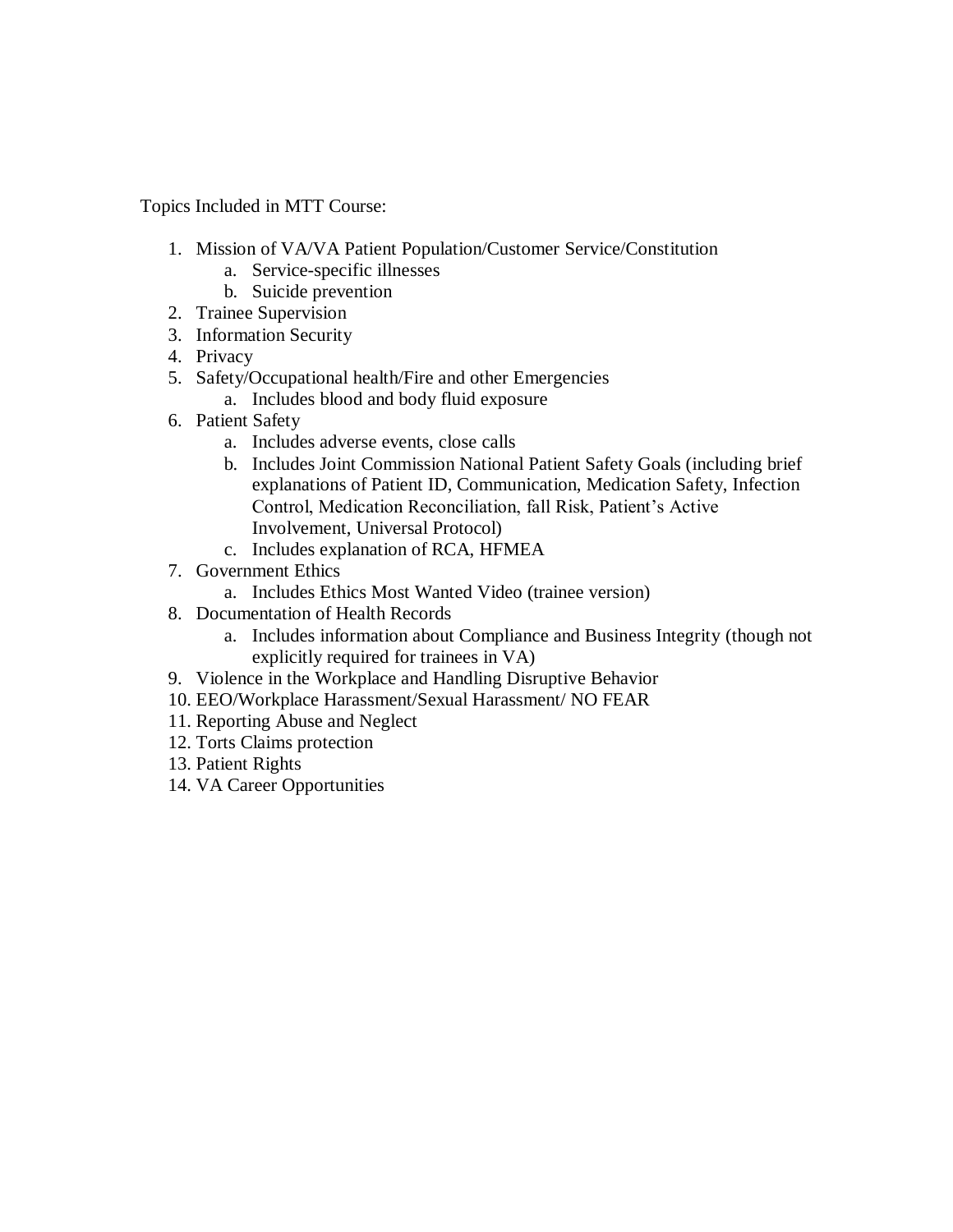Topics Included in MTT Course:

1. Mission of VA/VA Patient Population/Customer Service/Constitution
   a. Service-specific illnesses
   b. Suicide prevention
2. Trainee Supervision
3. Information Security
4. Privacy
5. Safety/Occupational health/Fire and other Emergencies
   a. Includes blood and body fluid exposure
6. Patient Safety
   a. Includes adverse events, close calls
   b. Includes Joint Commission National Patient Safety Goals (including brief explanations of Patient ID, Communication, Medication Safety, Infection Control, Medication Reconciliation, fall Risk, Patient's Active Involvement, Universal Protocol)
   c. Includes explanation of RCA, HFMEA
7. Government Ethics
   a. Includes Ethics Most Wanted Video (trainee version)
8. Documentation of Health Records
   a. Includes information about Compliance and Business Integrity (though not explicitly required for trainees in VA)
9. Violence in the Workplace and Handling Disruptive Behavior
10. EEO/Workplace Harassment/Sexual Harassment/ NO FEAR
11. Reporting Abuse and Neglect
12. Torts Claims protection
13. Patient Rights
14. VA Career Opportunities